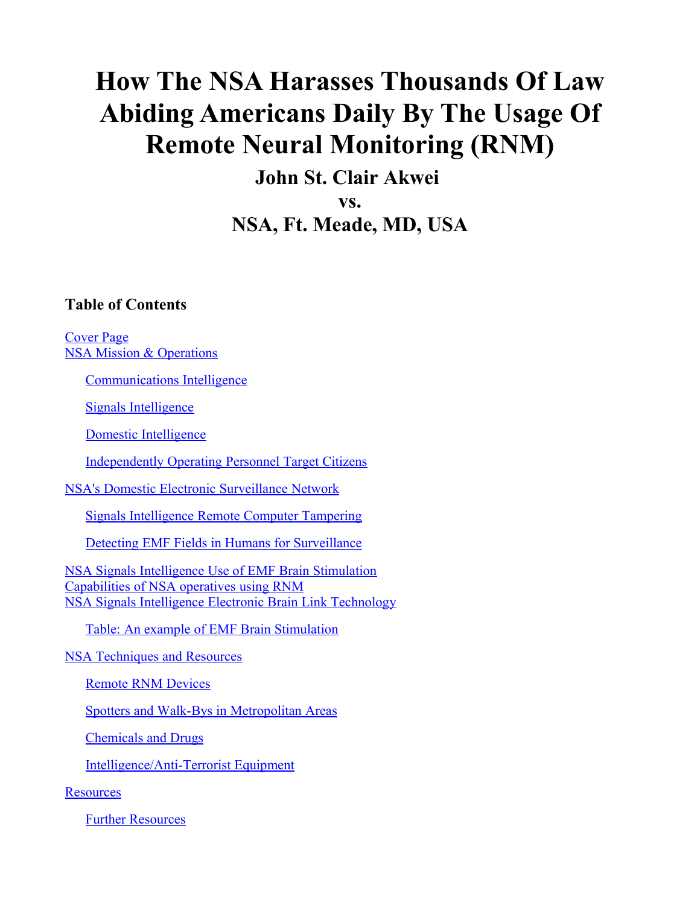# How The NSA Harasses Thousands Of Law Abiding Americans Daily By The Usage Of Remote Neural Monitoring (RNM)

## John St. Clair Akwei

## vs.

## NSA, Ft. Meade, MD, USA

### Table of Contents

- Cover Page
- NSA Mission & Operations
  - Communications Intelligence
  - Signals Intelligence
  - Domestic Intelligence
  - Independently Operating Personnel Target Citizens
- NSA's Domestic Electronic Surveillance Network
  - Signals Intelligence Remote Computer Tampering
  - Detecting EMF Fields in Humans for Surveillance
- NSA Signals Intelligence Use of EMF Brain Stimulation
- Capabilities of NSA operatives using RNM
- NSA Signals Intelligence Electronic Brain Link Technology
  - Table: An example of EMF Brain Stimulation
- NSA Techniques and Resources
  - Remote RNM Devices
  - Spotters and Walk-Bys in Metropolitan Areas
  - Chemicals and Drugs
  - Intelligence/Anti-Terrorist Equipment
- Resources
  - Further Resources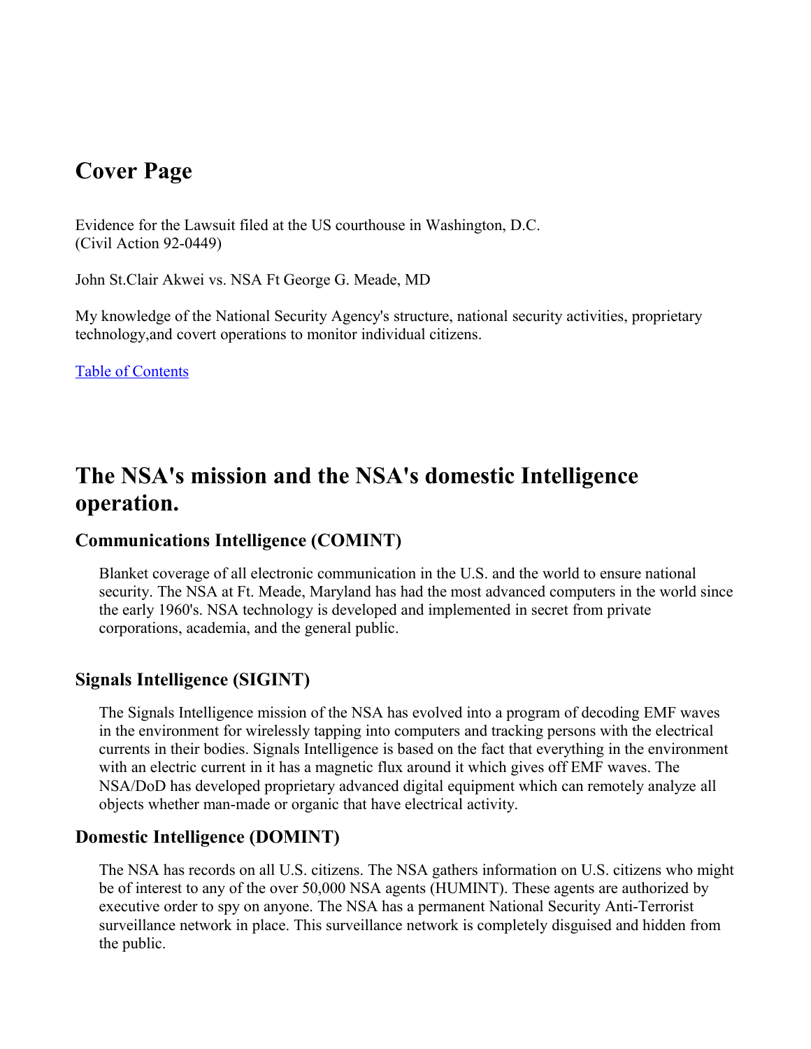# Cover Page

Evidence for the Lawsuit filed at the US courthouse in Washington, D.C.
(Civil Action 92-0449)

John St.Clair Akwei vs. NSA Ft George G. Meade, MD

My knowledge of the National Security Agency's structure, national security activities, proprietary technology,and covert operations to monitor individual citizens.

[Table of Contents]

# The NSA's mission and the NSA's domestic Intelligence operation.

### Communications Intelligence (COMINT)

Blanket coverage of all electronic communication in the U.S. and the world to ensure national security. The NSA at Ft. Meade, Maryland has had the most advanced computers in the world since the early 1960's. NSA technology is developed and implemented in secret from private corporations, academia, and the general public.

### Signals Intelligence (SIGINT)

The Signals Intelligence mission of the NSA has evolved into a program of decoding EMF waves in the environment for wirelessly tapping into computers and tracking persons with the electrical currents in their bodies. Signals Intelligence is based on the fact that everything in the environment with an electric current in it has a magnetic flux around it which gives off EMF waves. The NSA/DoD has developed proprietary advanced digital equipment which can remotely analyze all objects whether man-made or organic that have electrical activity.

### Domestic Intelligence (DOMINT)

The NSA has records on all U.S. citizens. The NSA gathers information on U.S. citizens who might be of interest to any of the over 50,000 NSA agents (HUMINT). These agents are authorized by executive order to spy on anyone. The NSA has a permanent National Security Anti-Terrorist surveillance network in place. This surveillance network is completely disguised and hidden from the public.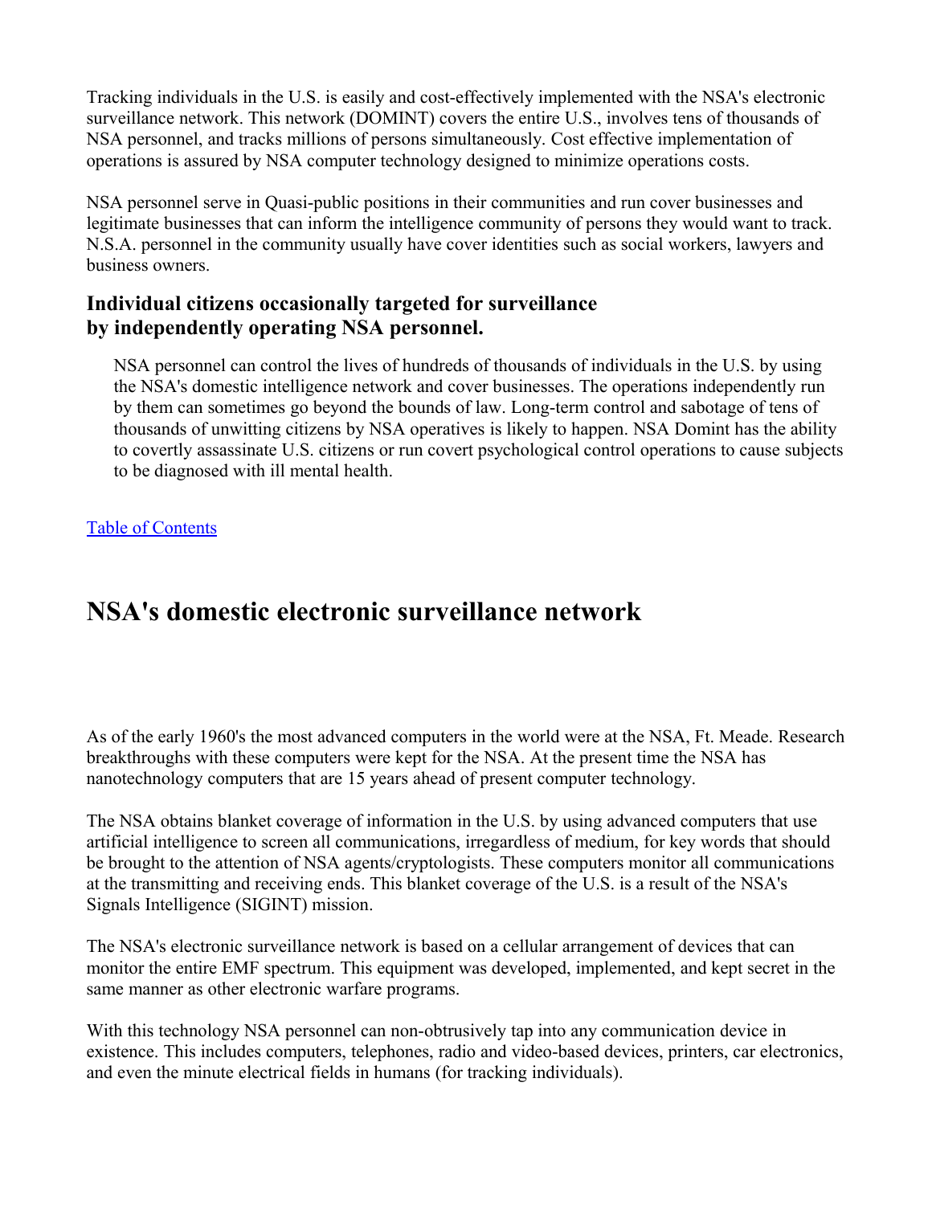Tracking individuals in the U.S. is easily and cost-effectively implemented with the NSA's electronic surveillance network. This network (DOMINT) covers the entire U.S., involves tens of thousands of NSA personnel, and tracks millions of persons simultaneously. Cost effective implementation of operations is assured by NSA computer technology designed to minimize operations costs.

NSA personnel serve in Quasi-public positions in their communities and run cover businesses and legitimate businesses that can inform the intelligence community of persons they would want to track. N.S.A. personnel in the community usually have cover identities such as social workers, lawyers and business owners.

### Individual citizens occasionally targeted for surveillance by independently operating NSA personnel.

> NSA personnel can control the lives of hundreds of thousands of individuals in the U.S. by using the NSA's domestic intelligence network and cover businesses. The operations independently run by them can sometimes go beyond the bounds of law. Long-term control and sabotage of tens of thousands of unwitting citizens by NSA operatives is likely to happen. NSA Domint has the ability to covertly assassinate U.S. citizens or run covert psychological control operations to cause subjects to be diagnosed with ill mental health.

Table of Contents

## NSA's domestic electronic surveillance network

As of the early 1960's the most advanced computers in the world were at the NSA, Ft. Meade. Research breakthroughs with these computers were kept for the NSA. At the present time the NSA has nanotechnology computers that are 15 years ahead of present computer technology.

The NSA obtains blanket coverage of information in the U.S. by using advanced computers that use artificial intelligence to screen all communications, irregardless of medium, for key words that should be brought to the attention of NSA agents/cryptologists. These computers monitor all communications at the transmitting and receiving ends. This blanket coverage of the U.S. is a result of the NSA's Signals Intelligence (SIGINT) mission.

The NSA's electronic surveillance network is based on a cellular arrangement of devices that can monitor the entire EMF spectrum. This equipment was developed, implemented, and kept secret in the same manner as other electronic warfare programs.

With this technology NSA personnel can non-obtrusively tap into any communication device in existence. This includes computers, telephones, radio and video-based devices, printers, car electronics, and even the minute electrical fields in humans (for tracking individuals).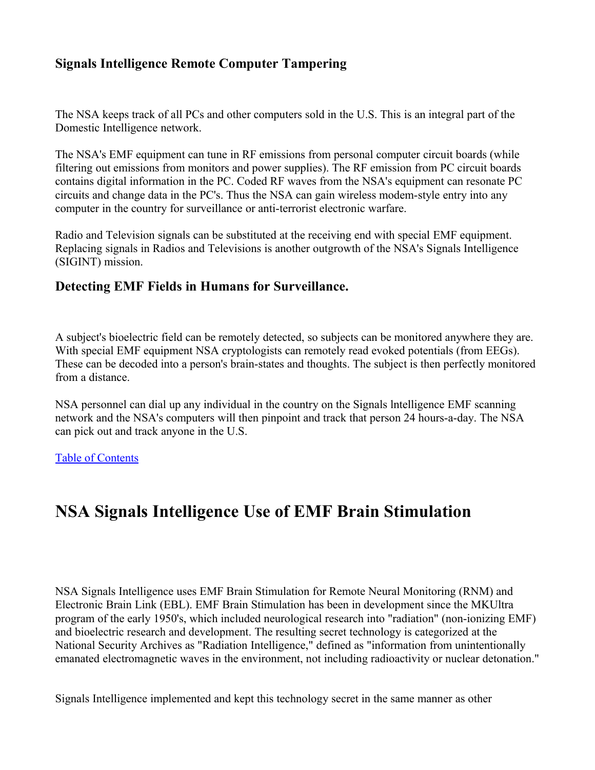### Signals Intelligence Remote Computer Tampering

The NSA keeps track of all PCs and other computers sold in the U.S. This is an integral part of the Domestic Intelligence network.

The NSA's EMF equipment can tune in RF emissions from personal computer circuit boards (while filtering out emissions from monitors and power supplies). The RF emission from PC circuit boards contains digital information in the PC. Coded RF waves from the NSA's equipment can resonate PC circuits and change data in the PC's. Thus the NSA can gain wireless modem-style entry into any computer in the country for surveillance or anti-terrorist electronic warfare.

Radio and Television signals can be substituted at the receiving end with special EMF equipment. Replacing signals in Radios and Televisions is another outgrowth of the NSA's Signals Intelligence (SIGINT) mission.

### Detecting EMF Fields in Humans for Surveillance.

A subject's bioelectric field can be remotely detected, so subjects can be monitored anywhere they are. With special EMF equipment NSA cryptologists can remotely read evoked potentials (from EEGs). These can be decoded into a person's brain-states and thoughts. The subject is then perfectly monitored from a distance.

NSA personnel can dial up any individual in the country on the Signals lntelligence EMF scanning network and the NSA's computers will then pinpoint and track that person 24 hours-a-day. The NSA can pick out and track anyone in the U.S.

Table of Contents

# NSA Signals Intelligence Use of EMF Brain Stimulation

NSA Signals Intelligence uses EMF Brain Stimulation for Remote Neural Monitoring (RNM) and Electronic Brain Link (EBL). EMF Brain Stimulation has been in development since the MKUltra program of the early 1950's, which included neurological research into "radiation" (non-ionizing EMF) and bioelectric research and development. The resulting secret technology is categorized at the National Security Archives as "Radiation Intelligence," defined as "information from unintentionally emanated electromagnetic waves in the environment, not including radioactivity or nuclear detonation."

Signals Intelligence implemented and kept this technology secret in the same manner as other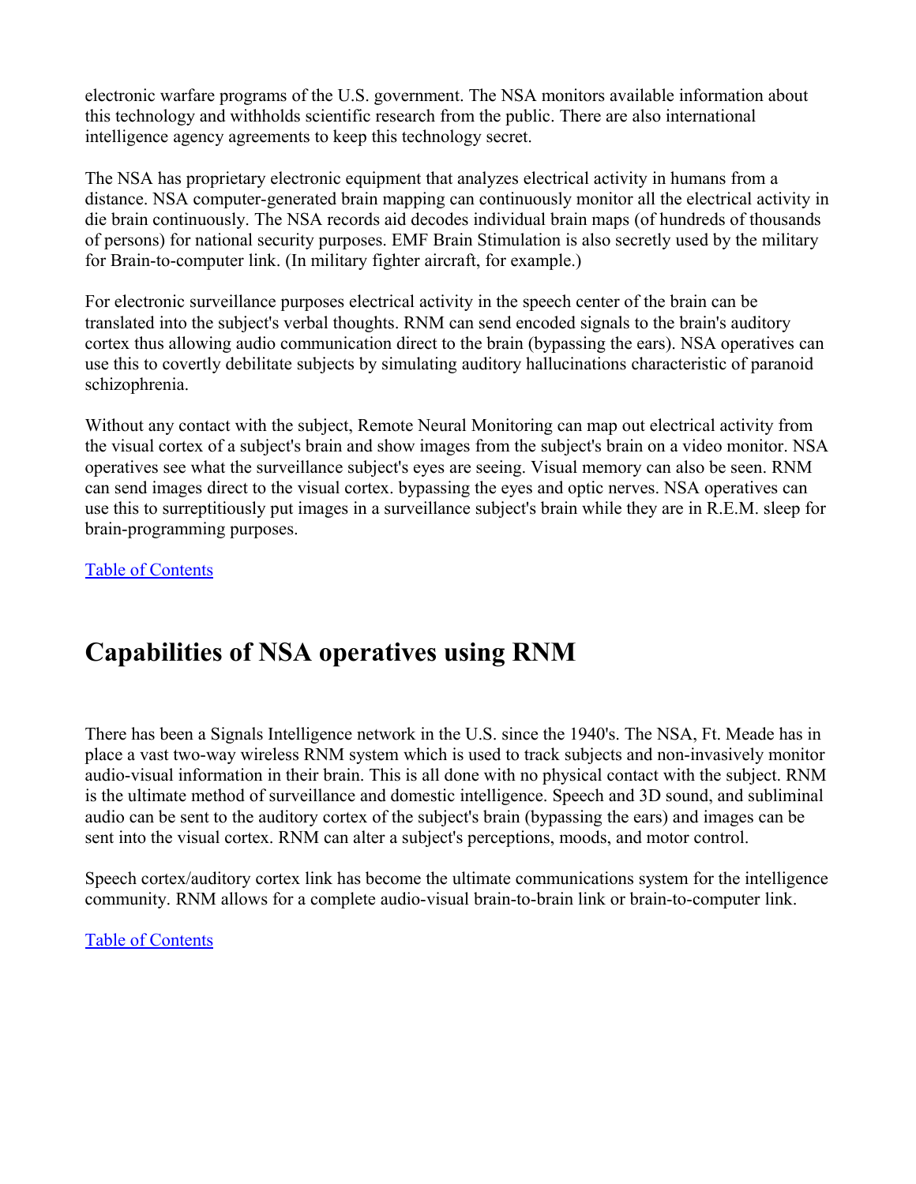electronic warfare programs of the U.S. government. The NSA monitors available information about this technology and withholds scientific research from the public. There are also international intelligence agency agreements to keep this technology secret.

The NSA has proprietary electronic equipment that analyzes electrical activity in humans from a distance. NSA computer-generated brain mapping can continuously monitor all the electrical activity in die brain continuously. The NSA records aid decodes individual brain maps (of hundreds of thousands of persons) for national security purposes. EMF Brain Stimulation is also secretly used by the military for Brain-to-computer link. (In military fighter aircraft, for example.)

For electronic surveillance purposes electrical activity in the speech center of the brain can be translated into the subject's verbal thoughts. RNM can send encoded signals to the brain's auditory cortex thus allowing audio communication direct to the brain (bypassing the ears). NSA operatives can use this to covertly debilitate subjects by simulating auditory hallucinations characteristic of paranoid schizophrenia.

Without any contact with the subject, Remote Neural Monitoring can map out electrical activity from the visual cortex of a subject's brain and show images from the subject's brain on a video monitor. NSA operatives see what the surveillance subject's eyes are seeing. Visual memory can also be seen. RNM can send images direct to the visual cortex. bypassing the eyes and optic nerves. NSA operatives can use this to surreptitiously put images in a surveillance subject's brain while they are in R.E.M. sleep for brain-programming purposes.

Table of Contents

## Capabilities of NSA operatives using RNM

There has been a Signals Intelligence network in the U.S. since the 1940's. The NSA, Ft. Meade has in place a vast two-way wireless RNM system which is used to track subjects and non-invasively monitor audio-visual information in their brain. This is all done with no physical contact with the subject. RNM is the ultimate method of surveillance and domestic intelligence. Speech and 3D sound, and subliminal audio can be sent to the auditory cortex of the subject's brain (bypassing the ears) and images can be sent into the visual cortex. RNM can alter a subject's perceptions, moods, and motor control.

Speech cortex/auditory cortex link has become the ultimate communications system for the intelligence community. RNM allows for a complete audio-visual brain-to-brain link or brain-to-computer link.

Table of Contents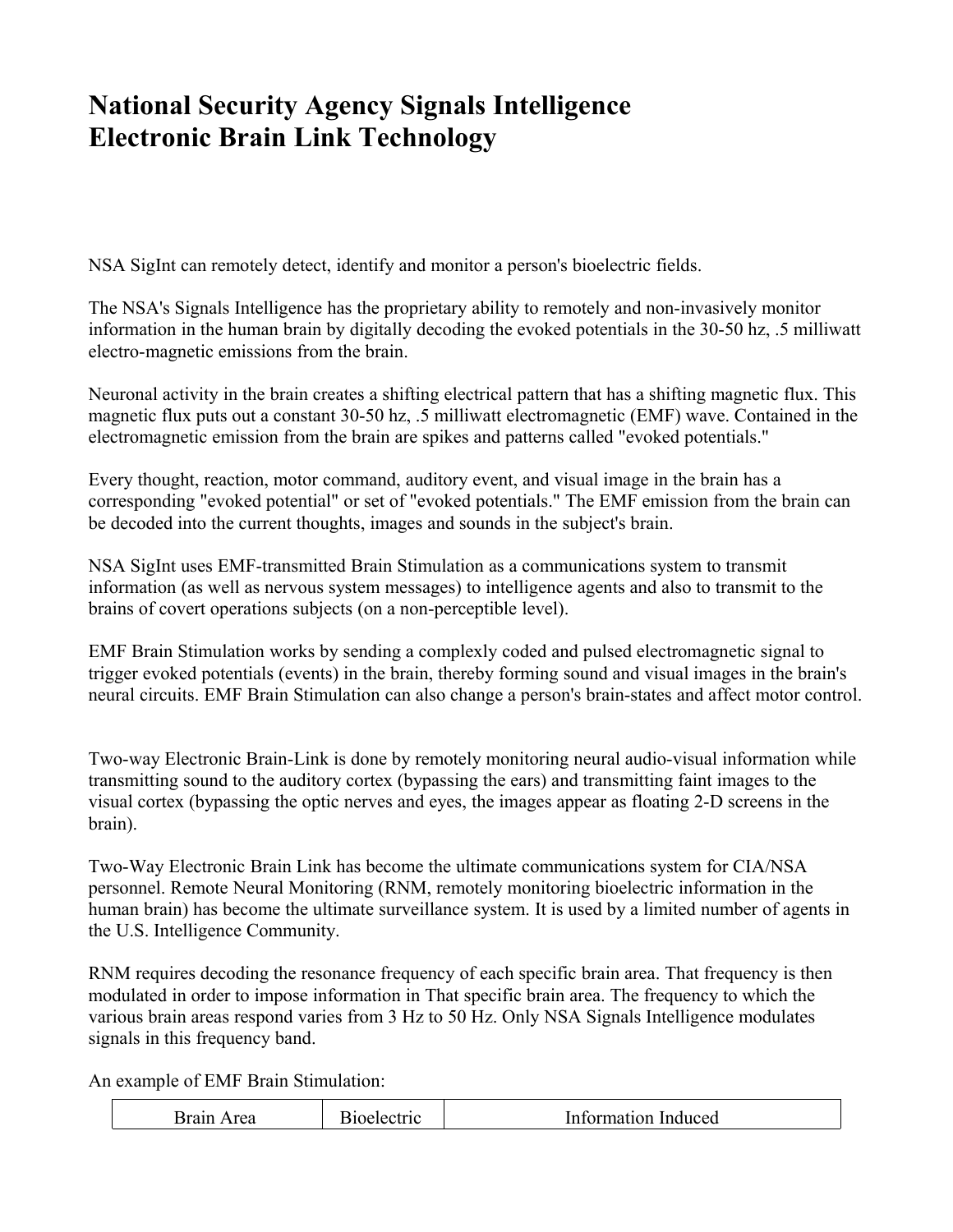# National Security Agency Signals Intelligence Electronic Brain Link Technology

NSA SigInt can remotely detect, identify and monitor a person's bioelectric fields.

The NSA's Signals Intelligence has the proprietary ability to remotely and non-invasively monitor information in the human brain by digitally decoding the evoked potentials in the 30-50 hz, .5 milliwatt electro-magnetic emissions from the brain.

Neuronal activity in the brain creates a shifting electrical pattern that has a shifting magnetic flux. This magnetic flux puts out a constant 30-50 hz, .5 milliwatt electromagnetic (EMF) wave. Contained in the electromagnetic emission from the brain are spikes and patterns called "evoked potentials."

Every thought, reaction, motor command, auditory event, and visual image in the brain has a corresponding "evoked potential" or set of "evoked potentials." The EMF emission from the brain can be decoded into the current thoughts, images and sounds in the subject's brain.

NSA SigInt uses EMF-transmitted Brain Stimulation as a communications system to transmit information (as well as nervous system messages) to intelligence agents and also to transmit to the brains of covert operations subjects (on a non-perceptible level).

EMF Brain Stimulation works by sending a complexly coded and pulsed electromagnetic signal to trigger evoked potentials (events) in the brain, thereby forming sound and visual images in the brain's neural circuits. EMF Brain Stimulation can also change a person's brain-states and affect motor control.

Two-way Electronic Brain-Link is done by remotely monitoring neural audio-visual information while transmitting sound to the auditory cortex (bypassing the ears) and transmitting faint images to the visual cortex (bypassing the optic nerves and eyes, the images appear as floating 2-D screens in the brain).

Two-Way Electronic Brain Link has become the ultimate communications system for CIA/NSA personnel. Remote Neural Monitoring (RNM, remotely monitoring bioelectric information in the human brain) has become the ultimate surveillance system. It is used by a limited number of agents in the U.S. Intelligence Community.

RNM requires decoding the resonance frequency of each specific brain area. That frequency is then modulated in order to impose information in That specific brain area. The frequency to which the various brain areas respond varies from 3 Hz to 50 Hz. Only NSA Signals Intelligence modulates signals in this frequency band.

An example of EMF Brain Stimulation:

| Brain Area | Bioelectric | Information Induced |
|---|---|---|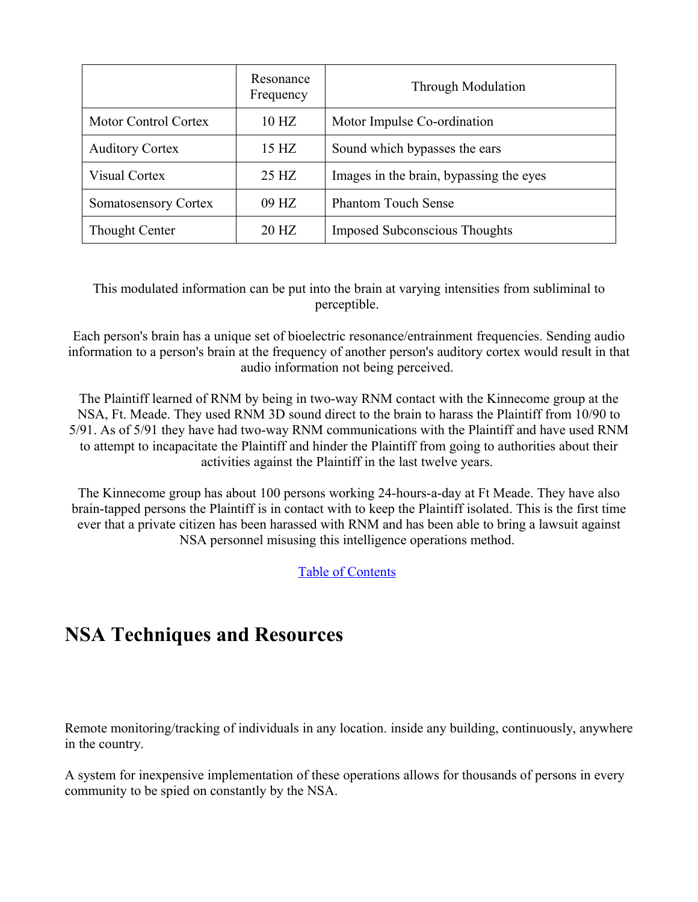| | Resonance Frequency | Through Modulation |
|---|---|---|
| Motor Control Cortex | 10 HZ | Motor Impulse Co-ordination |
| Auditory Cortex | 15 HZ | Sound which bypasses the ears |
| Visual Cortex | 25 HZ | Images in the brain, bypassing the eyes |
| Somatosensory Cortex | 09 HZ | Phantom Touch Sense |
| Thought Center | 20 HZ | Imposed Subconscious Thoughts |

This modulated information can be put into the brain at varying intensities from subliminal to perceptible.

Each person's brain has a unique set of bioelectric resonance/entrainment frequencies. Sending audio information to a person's brain at the frequency of another person's auditory cortex would result in that audio information not being perceived.

The Plaintiff learned of RNM by being in two-way RNM contact with the Kinnecome group at the NSA, Ft. Meade. They used RNM 3D sound direct to the brain to harass the Plaintiff from 10/90 to 5/91. As of 5/91 they have had two-way RNM communications with the Plaintiff and have used RNM to attempt to incapacitate the Plaintiff and hinder the Plaintiff from going to authorities about their activities against the Plaintiff in the last twelve years.

The Kinnecome group has about 100 persons working 24-hours-a-day at Ft Meade. They have also brain-tapped persons the Plaintiff is in contact with to keep the Plaintiff isolated. This is the first time ever that a private citizen has been harassed with RNM and has been able to bring a lawsuit against NSA personnel misusing this intelligence operations method.

Table of Contents

## NSA Techniques and Resources

Remote monitoring/tracking of individuals in any location. inside any building, continuously, anywhere in the country.

A system for inexpensive implementation of these operations allows for thousands of persons in every community to be spied on constantly by the NSA.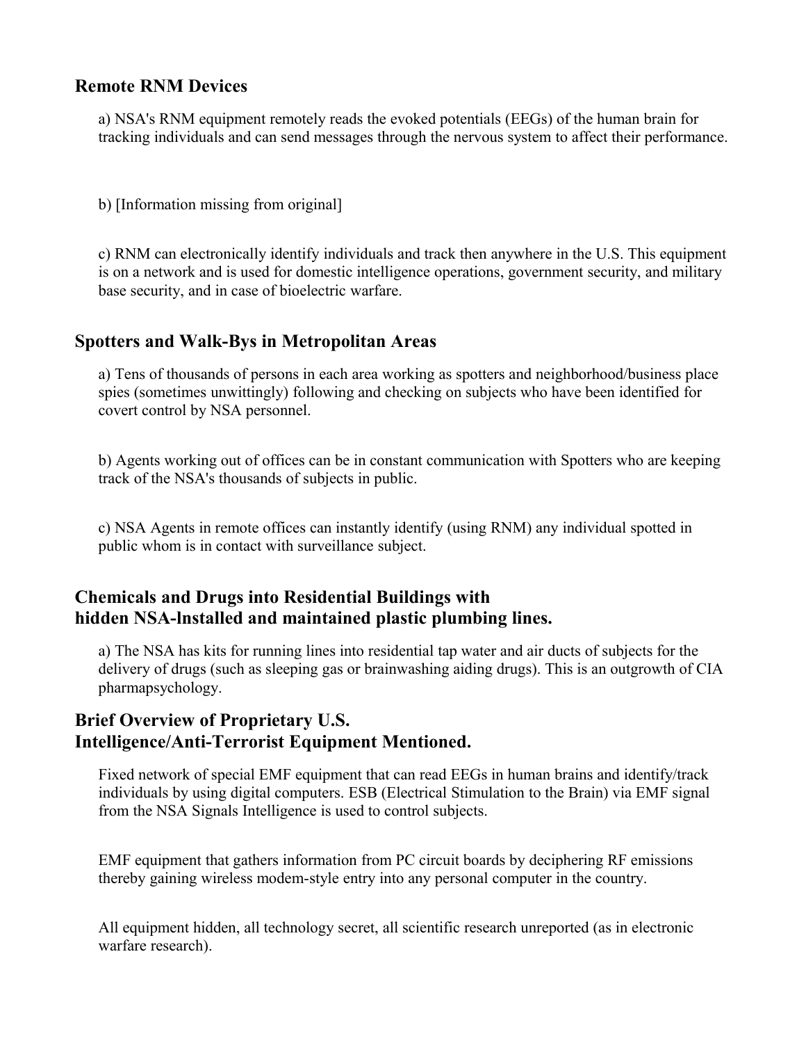## Remote RNM Devices

a) NSA's RNM equipment remotely reads the evoked potentials (EEGs) of the human brain for tracking individuals and can send messages through the nervous system to affect their performance.

b) [Information missing from original]

c) RNM can electronically identify individuals and track then anywhere in the U.S. This equipment is on a network and is used for domestic intelligence operations, government security, and military base security, and in case of bioelectric warfare.

## Spotters and Walk-Bys in Metropolitan Areas

a) Tens of thousands of persons in each area working as spotters and neighborhood/business place spies (sometimes unwittingly) following and checking on subjects who have been identified for covert control by NSA personnel.

b) Agents working out of offices can be in constant communication with Spotters who are keeping track of the NSA's thousands of subjects in public.

c) NSA Agents in remote offices can instantly identify (using RNM) any individual spotted in public whom is in contact with surveillance subject.

## Chemicals and Drugs into Residential Buildings with hidden NSA-Installed and maintained plastic plumbing lines.

a) The NSA has kits for running lines into residential tap water and air ducts of subjects for the delivery of drugs (such as sleeping gas or brainwashing aiding drugs). This is an outgrowth of CIA pharmapsychology.

## Brief Overview of Proprietary U.S. Intelligence/Anti-Terrorist Equipment Mentioned.

Fixed network of special EMF equipment that can read EEGs in human brains and identify/track individuals by using digital computers. ESB (Electrical Stimulation to the Brain) via EMF signal from the NSA Signals Intelligence is used to control subjects.

EMF equipment that gathers information from PC circuit boards by deciphering RF emissions thereby gaining wireless modem-style entry into any personal computer in the country.

All equipment hidden, all technology secret, all scientific research unreported (as in electronic warfare research).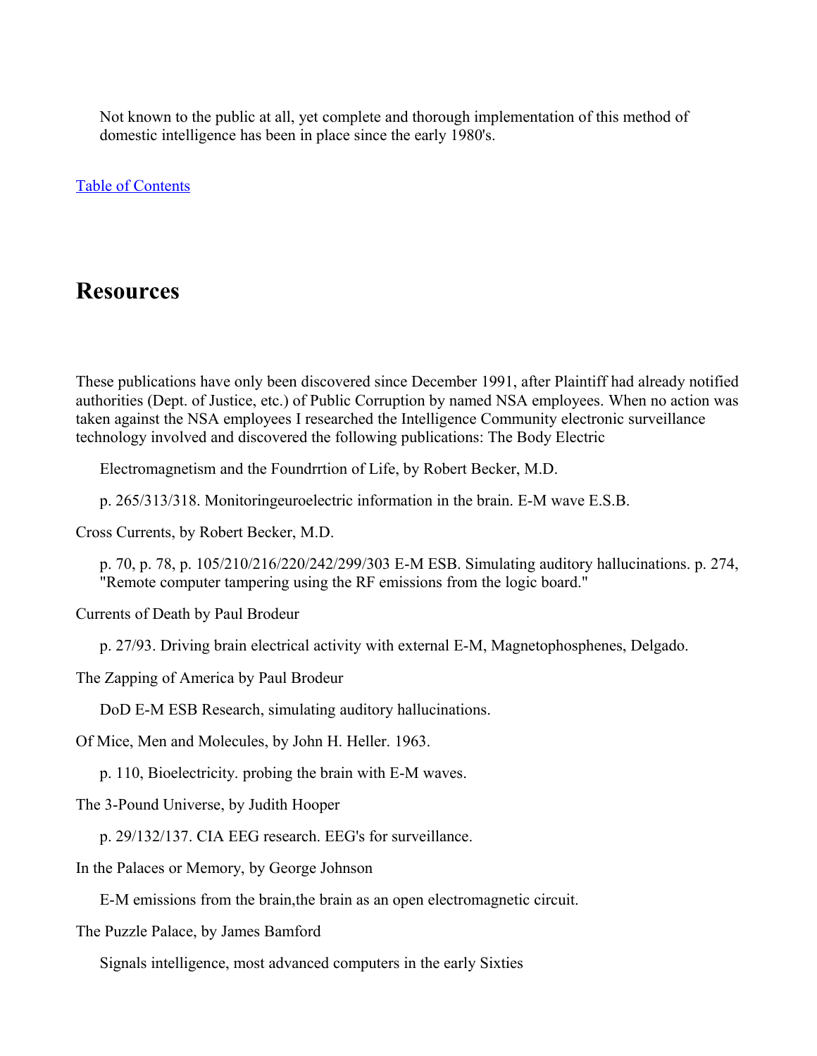Not known to the public at all, yet complete and thorough implementation of this method of domestic intelligence has been in place since the early 1980's.

[Table of Contents]

## Resources

These publications have only been discovered since December 1991, after Plaintiff had already notified authorities (Dept. of Justice, etc.) of Public Corruption by named NSA employees. When no action was taken against the NSA employees I researched the Intelligence Community electronic surveillance technology involved and discovered the following publications: The Body Electric

> Electromagnetism and the Foundrrtion of Life, by Robert Becker, M.D.
>
> p. 265/313/318. Monitoringeuroelectric information in the brain. E-M wave E.S.B.

Cross Currents, by Robert Becker, M.D.

> p. 70, p. 78, p. 105/210/216/220/242/299/303 E-M ESB. Simulating auditory hallucinations. p. 274, "Remote computer tampering using the RF emissions from the logic board."

Currents of Death by Paul Brodeur

> p. 27/93. Driving brain electrical activity with external E-M, Magnetophosphenes, Delgado.

The Zapping of America by Paul Brodeur

> DoD E-M ESB Research, simulating auditory hallucinations.

Of Mice, Men and Molecules, by John H. Heller. 1963.

> p. 110, Bioelectricity. probing the brain with E-M waves.

The 3-Pound Universe, by Judith Hooper

> p. 29/132/137. CIA EEG research. EEG's for surveillance.

In the Palaces or Memory, by George Johnson

> E-M emissions from the brain,the brain as an open electromagnetic circuit.

The Puzzle Palace, by James Bamford

> Signals intelligence, most advanced computers in the early Sixties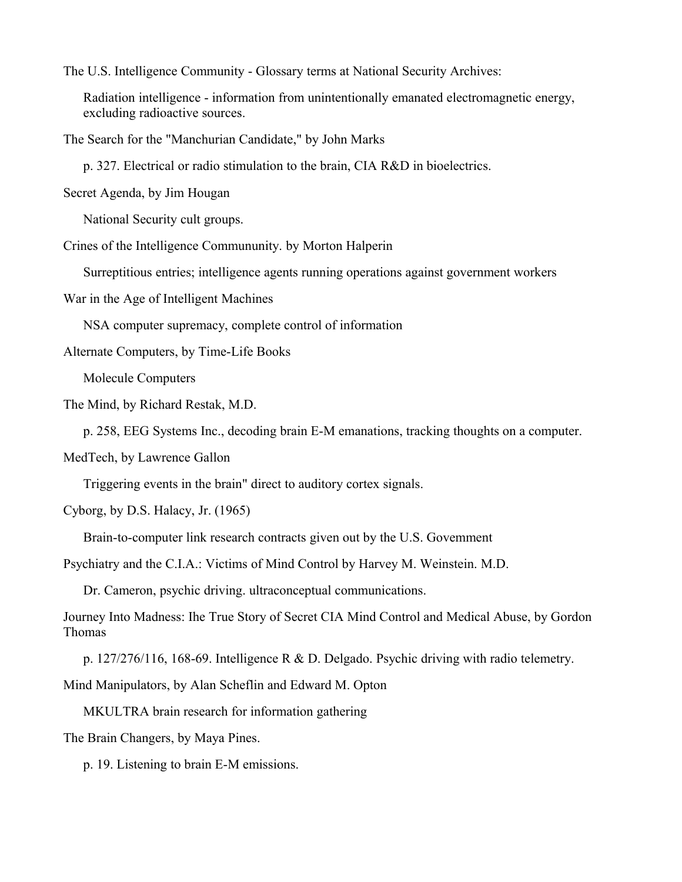The U.S. Intelligence Community - Glossary terms at National Security Archives:

Radiation intelligence - information from unintentionally emanated electromagnetic energy, excluding radioactive sources.

The Search for the "Manchurian Candidate," by John Marks

p. 327. Electrical or radio stimulation to the brain, CIA R&D in bioelectrics.

Secret Agenda, by Jim Hougan

National Security cult groups.

Crines of the Intelligence Commununity. by Morton Halperin

Surreptitious entries; intelligence agents running operations against government workers

War in the Age of Intelligent Machines

NSA computer supremacy, complete control of information

Alternate Computers, by Time-Life Books

Molecule Computers

The Mind, by Richard Restak, M.D.

p. 258, EEG Systems Inc., decoding brain E-M emanations, tracking thoughts on a computer.

MedTech, by Lawrence Gallon

Triggering events in the brain" direct to auditory cortex signals.

Cyborg, by D.S. Halacy, Jr. (1965)

Brain-to-computer link research contracts given out by the U.S. Govemment

Psychiatry and the C.I.A.: Victims of Mind Control by Harvey M. Weinstein. M.D.

Dr. Cameron, psychic driving. ultraconceptual communications.

Journey Into Madness: Ihe True Story of Secret CIA Mind Control and Medical Abuse, by Gordon Thomas

p. 127/276/116, 168-69. Intelligence R & D. Delgado. Psychic driving with radio telemetry.

Mind Manipulators, by Alan Scheflin and Edward M. Opton

MKULTRA brain research for information gathering

The Brain Changers, by Maya Pines.

p. 19. Listening to brain E-M emissions.